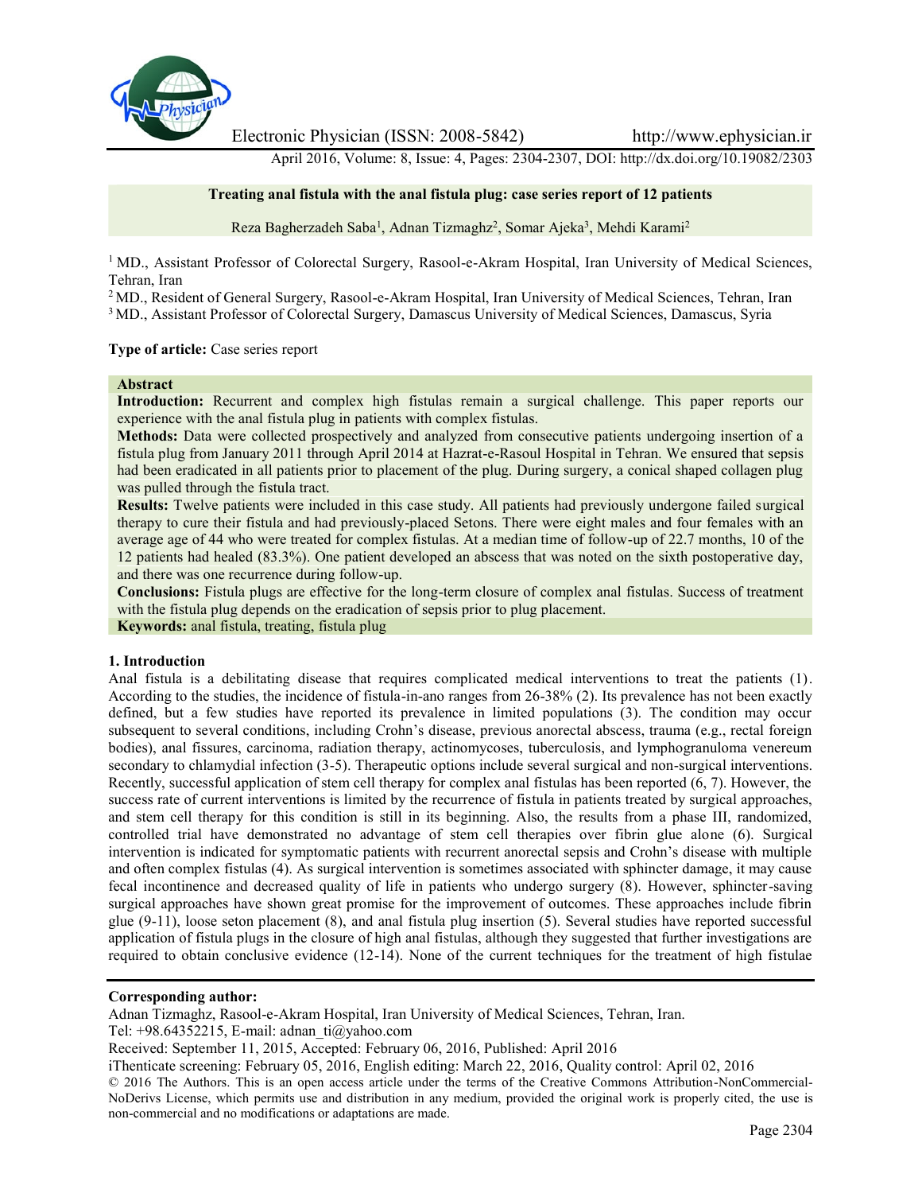# Treating anal fistula with the anal fistula plug: case series report of 12 patients

Reza Bagherzadeh Saba[1], Adnan Tizmaghz[2], Somar Ajeka[3], Mehdi Karami[2]

[1] MD., Assistant Professor of Colorectal Surgery, Rasool-e-Akram Hospital, Iran University of Medical Sciences, Tehran, Iran

[2] MD., Resident of General Surgery, Rasool-e-Akram Hospital, Iran University of Medical Sciences, Tehran, Iran

[3] MD., Assistant Professor of Colorectal Surgery, Damascus University of Medical Sciences, Damascus, Syria

**Type of article:** Case series report

## Abstract

**Introduction:** Recurrent and complex high fistulas remain a surgical challenge. This paper reports our experience with the anal fistula plug in patients with complex fistulas.

**Methods:** Data were collected prospectively and analyzed from consecutive patients undergoing insertion of a fistula plug from January 2011 through April 2014 at Hazrat-e-Rasoul Hospital in Tehran. We ensured that sepsis had been eradicated in all patients prior to placement of the plug. During surgery, a conical shaped collagen plug was pulled through the fistula tract.

**Results:** Twelve patients were included in this case study. All patients had previously undergone failed surgical therapy to cure their fistula and had previously-placed Setons. There were eight males and four females with an average age of 44 who were treated for complex fistulas. At a median time of follow-up of 22.7 months, 10 of the 12 patients had healed (83.3%). One patient developed an abscess that was noted on the sixth postoperative day, and there was one recurrence during follow-up.

**Conclusions:** Fistula plugs are effective for the long-term closure of complex anal fistulas. Success of treatment with the fistula plug depends on the eradication of sepsis prior to plug placement.

**Keywords:** anal fistula, treating, fistula plug

## 1. Introduction

Anal fistula is a debilitating disease that requires complicated medical interventions to treat the patients (1). According to the studies, the incidence of fistula-in-ano ranges from 26-38% (2). Its prevalence has not been exactly defined, but a few studies have reported its prevalence in limited populations (3). The condition may occur subsequent to several conditions, including Crohn's disease, previous anorectal abscess, trauma (e.g., rectal foreign bodies), anal fissures, carcinoma, radiation therapy, actinomycoses, tuberculosis, and lymphogranuloma venereum secondary to chlamydial infection (3-5). Therapeutic options include several surgical and non-surgical interventions. Recently, successful application of stem cell therapy for complex anal fistulas has been reported (6, 7). However, the success rate of current interventions is limited by the recurrence of fistula in patients treated by surgical approaches, and stem cell therapy for this condition is still in its beginning. Also, the results from a phase III, randomized, controlled trial have demonstrated no advantage of stem cell therapies over fibrin glue alone (6). Surgical intervention is indicated for symptomatic patients with recurrent anorectal sepsis and Crohn's disease with multiple and often complex fistulas (4). As surgical intervention is sometimes associated with sphincter damage, it may cause fecal incontinence and decreased quality of life in patients who undergo surgery (8). However, sphincter-saving surgical approaches have shown great promise for the improvement of outcomes. These approaches include fibrin glue (9-11), loose seton placement (8), and anal fistula plug insertion (5). Several studies have reported successful application of fistula plugs in the closure of high anal fistulas, although they suggested that further investigations are required to obtain conclusive evidence (12-14). None of the current techniques for the treatment of high fistulae

**Corresponding author:**
Adnan Tizmaghz, Rasool-e-Akram Hospital, Iran University of Medical Sciences, Tehran, Iran.
Tel: +98.64352215, E-mail: adnan_ti@yahoo.com
Received: September 11, 2015, Accepted: February 06, 2016, Published: April 2016
iThenticate screening: February 05, 2016, English editing: March 22, 2016, Quality control: April 02, 2016
© 2016 The Authors. This is an open access article under the terms of the Creative Commons Attribution-NonCommercial-NoDerivs License, which permits use and distribution in any medium, provided the original work is properly cited, the use is non-commercial and no modifications or adaptations are made.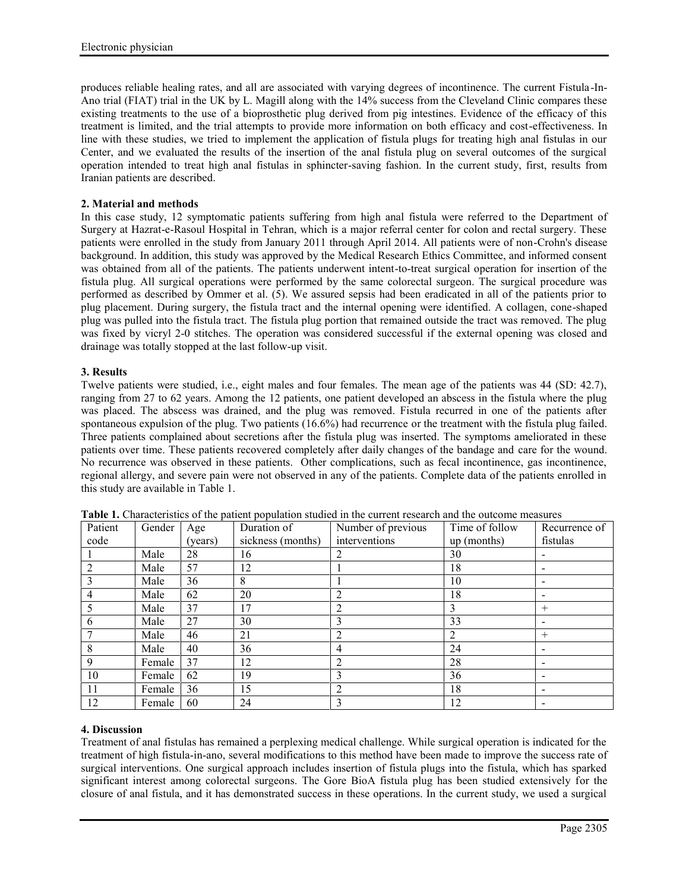produces reliable healing rates, and all are associated with varying degrees of incontinence. The current Fistula-In-Ano trial (FIAT) trial in the UK by L. Magill along with the 14% success from the Cleveland Clinic compares these existing treatments to the use of a bioprosthetic plug derived from pig intestines. Evidence of the efficacy of this treatment is limited, and the trial attempts to provide more information on both efficacy and cost-effectiveness. In line with these studies, we tried to implement the application of fistula plugs for treating high anal fistulas in our Center, and we evaluated the results of the insertion of the anal fistula plug on several outcomes of the surgical operation intended to treat high anal fistulas in sphincter-saving fashion. In the current study, first, results from Iranian patients are described.

## 2. Material and methods

In this case study, 12 symptomatic patients suffering from high anal fistula were referred to the Department of Surgery at Hazrat-e-Rasoul Hospital in Tehran, which is a major referral center for colon and rectal surgery. These patients were enrolled in the study from January 2011 through April 2014. All patients were of non-Crohn's disease background. In addition, this study was approved by the Medical Research Ethics Committee, and informed consent was obtained from all of the patients. The patients underwent intent-to-treat surgical operation for insertion of the fistula plug. All surgical operations were performed by the same colorectal surgeon. The surgical procedure was performed as described by Ommer et al. (5). We assured sepsis had been eradicated in all of the patients prior to plug placement. During surgery, the fistula tract and the internal opening were identified. A collagen, cone-shaped plug was pulled into the fistula tract. The fistula plug portion that remained outside the tract was removed. The plug was fixed by vicryl 2-0 stitches. The operation was considered successful if the external opening was closed and drainage was totally stopped at the last follow-up visit.

## 3. Results

Twelve patients were studied, i.e., eight males and four females. The mean age of the patients was 44 (SD: 42.7), ranging from 27 to 62 years. Among the 12 patients, one patient developed an abscess in the fistula where the plug was placed. The abscess was drained, and the plug was removed. Fistula recurred in one of the patients after spontaneous expulsion of the plug. Two patients (16.6%) had recurrence or the treatment with the fistula plug failed. Three patients complained about secretions after the fistula plug was inserted. The symptoms ameliorated in these patients over time. These patients recovered completely after daily changes of the bandage and care for the wound. No recurrence was observed in these patients. Other complications, such as fecal incontinence, gas incontinence, regional allergy, and severe pain were not observed in any of the patients. Complete data of the patients enrolled in this study are available in Table 1.

**Table 1.** Characteristics of the patient population studied in the current research and the outcome measures

| Patient code | Gender | Age (years) | Duration of sickness (months) | Number of previous interventions | Time of follow up (months) | Recurrence of fistulas |
|---|---|---|---|---|---|---|
| 1 | Male | 28 | 16 | 2 | 30 | - |
| 2 | Male | 57 | 12 | 1 | 18 | - |
| 3 | Male | 36 | 8 | 1 | 10 | - |
| 4 | Male | 62 | 20 | 2 | 18 | - |
| 5 | Male | 37 | 17 | 2 | 3 | + |
| 6 | Male | 27 | 30 | 3 | 33 | - |
| 7 | Male | 46 | 21 | 2 | 2 | + |
| 8 | Male | 40 | 36 | 4 | 24 | - |
| 9 | Female | 37 | 12 | 2 | 28 | - |
| 10 | Female | 62 | 19 | 3 | 36 | - |
| 11 | Female | 36 | 15 | 2 | 18 | - |
| 12 | Female | 60 | 24 | 3 | 12 | - |

## 4. Discussion

Treatment of anal fistulas has remained a perplexing medical challenge. While surgical operation is indicated for the treatment of high fistula-in-ano, several modifications to this method have been made to improve the success rate of surgical interventions. One surgical approach includes insertion of fistula plugs into the fistula, which has sparked significant interest among colorectal surgeons. The Gore BioA fistula plug has been studied extensively for the closure of anal fistula, and it has demonstrated success in these operations. In the current study, we used a surgical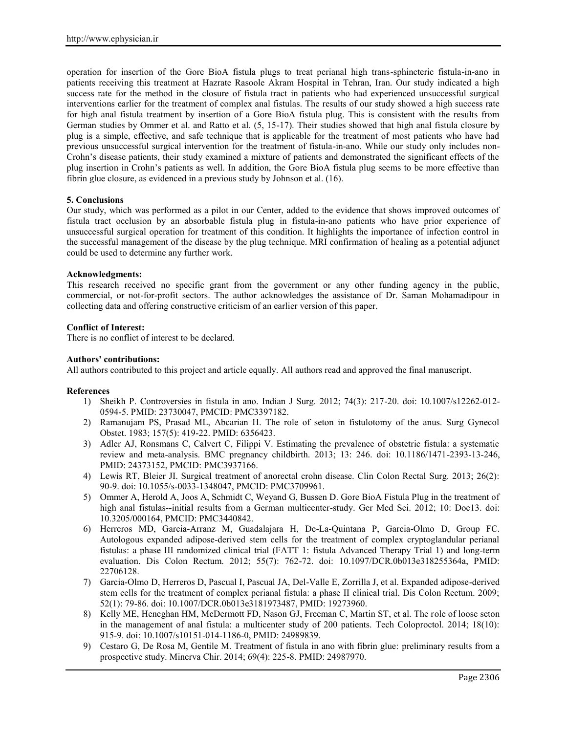operation for insertion of the Gore BioA fistula plugs to treat perianal high trans-sphincteric fistula-in-ano in patients receiving this treatment at Hazrate Rasoole Akram Hospital in Tehran, Iran. Our study indicated a high success rate for the method in the closure of fistula tract in patients who had experienced unsuccessful surgical interventions earlier for the treatment of complex anal fistulas. The results of our study showed a high success rate for high anal fistula treatment by insertion of a Gore BioA fistula plug. This is consistent with the results from German studies by Ommer et al. and Ratto et al. (5, 15-17). Their studies showed that high anal fistula closure by plug is a simple, effective, and safe technique that is applicable for the treatment of most patients who have had previous unsuccessful surgical intervention for the treatment of fistula-in-ano. While our study only includes non-Crohn's disease patients, their study examined a mixture of patients and demonstrated the significant effects of the plug insertion in Crohn's patients as well. In addition, the Gore BioA fistula plug seems to be more effective than fibrin glue closure, as evidenced in a previous study by Johnson et al. (16).

**5. Conclusions**

Our study, which was performed as a pilot in our Center, added to the evidence that shows improved outcomes of fistula tract occlusion by an absorbable fistula plug in fistula-in-ano patients who have prior experience of unsuccessful surgical operation for treatment of this condition. It highlights the importance of infection control in the successful management of the disease by the plug technique. MRI confirmation of healing as a potential adjunct could be used to determine any further work.

**Acknowledgments:**

This research received no specific grant from the government or any other funding agency in the public, commercial, or not-for-profit sectors. The author acknowledges the assistance of Dr. Saman Mohamadipour in collecting data and offering constructive criticism of an earlier version of this paper.

**Conflict of Interest:**

There is no conflict of interest to be declared.

**Authors' contributions:**

All authors contributed to this project and article equally. All authors read and approved the final manuscript.

**References**

1) Sheikh P. Controversies in fistula in ano. Indian J Surg. 2012; 74(3): 217-20. doi: 10.1007/s12262-012-0594-5. PMID: 23730047, PMCID: PMC3397182.
2) Ramanujam PS, Prasad ML, Abcarian H. The role of seton in fistulotomy of the anus. Surg Gynecol Obstet. 1983; 157(5): 419-22. PMID: 6356423.
3) Adler AJ, Ronsmans C, Calvert C, Filippi V. Estimating the prevalence of obstetric fistula: a systematic review and meta-analysis. BMC pregnancy childbirth. 2013; 13: 246. doi: 10.1186/1471-2393-13-246, PMID: 24373152, PMCID: PMC3937166.
4) Lewis RT, Bleier JI. Surgical treatment of anorectal crohn disease. Clin Colon Rectal Surg. 2013; 26(2): 90-9. doi: 10.1055/s-0033-1348047, PMCID: PMC3709961.
5) Ommer A, Herold A, Joos A, Schmidt C, Weyand G, Bussen D. Gore BioA Fistula Plug in the treatment of high anal fistulas--initial results from a German multicenter-study. Ger Med Sci. 2012; 10: Doc13. doi: 10.3205/000164, PMCID: PMC3440842.
6) Herreros MD, Garcia-Arranz M, Guadalajara H, De-La-Quintana P, Garcia-Olmo D, Group FC. Autologous expanded adipose-derived stem cells for the treatment of complex cryptoglandular perianal fistulas: a phase III randomized clinical trial (FATT 1: fistula Advanced Therapy Trial 1) and long-term evaluation. Dis Colon Rectum. 2012; 55(7): 762-72. doi: 10.1097/DCR.0b013e318255364a, PMID: 22706128.
7) Garcia-Olmo D, Herreros D, Pascual I, Pascual JA, Del-Valle E, Zorrilla J, et al. Expanded adipose-derived stem cells for the treatment of complex perianal fistula: a phase II clinical trial. Dis Colon Rectum. 2009; 52(1): 79-86. doi: 10.1007/DCR.0b013e3181973487, PMID: 19273960.
8) Kelly ME, Heneghan HM, McDermott FD, Nason GJ, Freeman C, Martin ST, et al. The role of loose seton in the management of anal fistula: a multicenter study of 200 patients. Tech Coloproctol. 2014; 18(10): 915-9. doi: 10.1007/s10151-014-1186-0, PMID: 24989839.
9) Cestaro G, De Rosa M, Gentile M. Treatment of fistula in ano with fibrin glue: preliminary results from a prospective study. Minerva Chir. 2014; 69(4): 225-8. PMID: 24987970.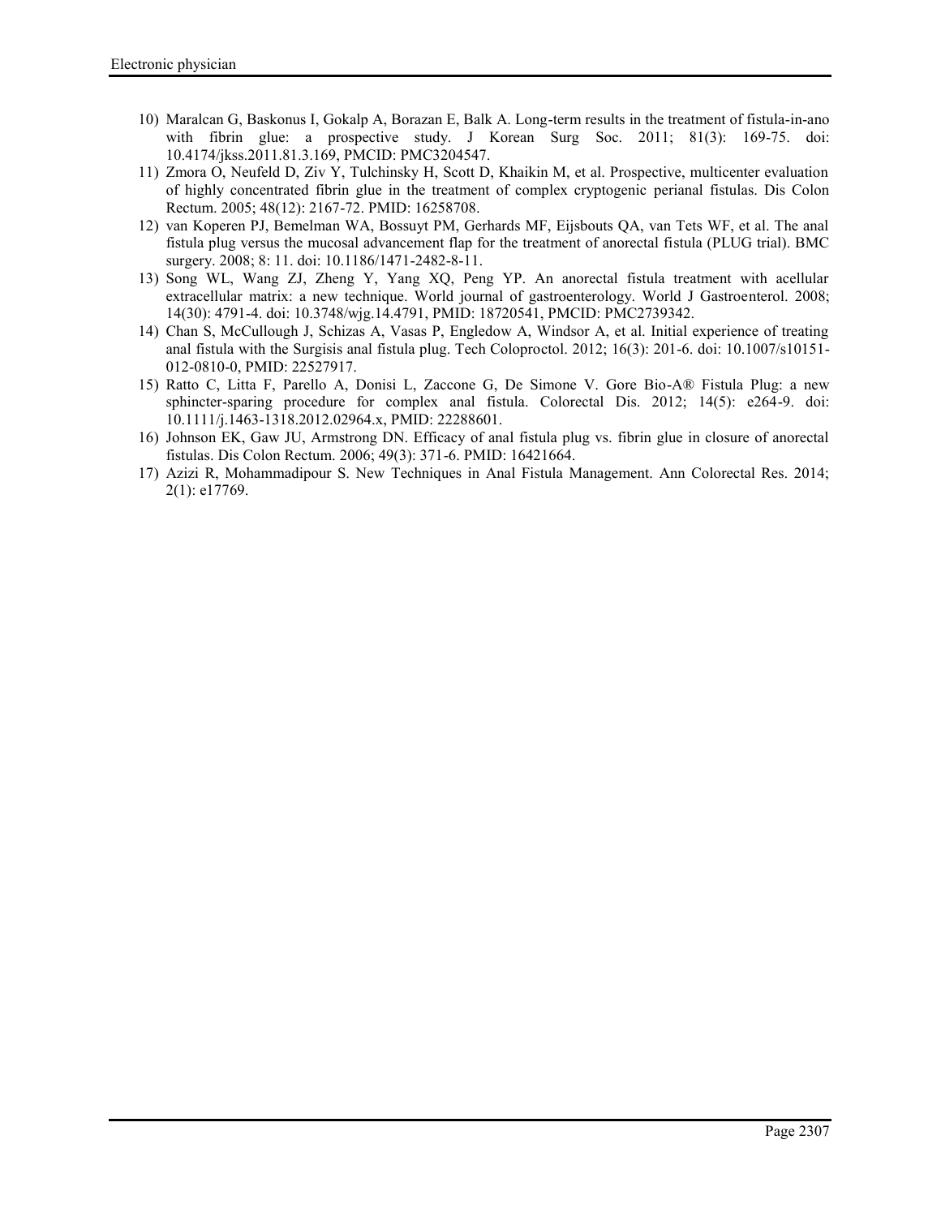10) Maralcan G, Baskonus I, Gokalp A, Borazan E, Balk A. Long-term results in the treatment of fistula-in-ano with fibrin glue: a prospective study. J Korean Surg Soc. 2011; 81(3): 169-75. doi: 10.4174/jkss.2011.81.3.169, PMCID: PMC3204547.
11) Zmora O, Neufeld D, Ziv Y, Tulchinsky H, Scott D, Khaikin M, et al. Prospective, multicenter evaluation of highly concentrated fibrin glue in the treatment of complex cryptogenic perianal fistulas. Dis Colon Rectum. 2005; 48(12): 2167-72. PMID: 16258708.
12) van Koperen PJ, Bemelman WA, Bossuyt PM, Gerhards MF, Eijsbouts QA, van Tets WF, et al. The anal fistula plug versus the mucosal advancement flap for the treatment of anorectal fistula (PLUG trial). BMC surgery. 2008; 8: 11. doi: 10.1186/1471-2482-8-11.
13) Song WL, Wang ZJ, Zheng Y, Yang XQ, Peng YP. An anorectal fistula treatment with acellular extracellular matrix: a new technique. World journal of gastroenterology. World J Gastroenterol. 2008; 14(30): 4791-4. doi: 10.3748/wjg.14.4791, PMID: 18720541, PMCID: PMC2739342.
14) Chan S, McCullough J, Schizas A, Vasas P, Engledow A, Windsor A, et al. Initial experience of treating anal fistula with the Surgisis anal fistula plug. Tech Coloproctol. 2012; 16(3): 201-6. doi: 10.1007/s10151-012-0810-0, PMID: 22527917.
15) Ratto C, Litta F, Parello A, Donisi L, Zaccone G, De Simone V. Gore Bio-A® Fistula Plug: a new sphincter-sparing procedure for complex anal fistula. Colorectal Dis. 2012; 14(5): e264-9. doi: 10.1111/j.1463-1318.2012.02964.x, PMID: 22288601.
16) Johnson EK, Gaw JU, Armstrong DN. Efficacy of anal fistula plug vs. fibrin glue in closure of anorectal fistulas. Dis Colon Rectum. 2006; 49(3): 371-6. PMID: 16421664.
17) Azizi R, Mohammadipour S. New Techniques in Anal Fistula Management. Ann Colorectal Res. 2014; 2(1): e17769.